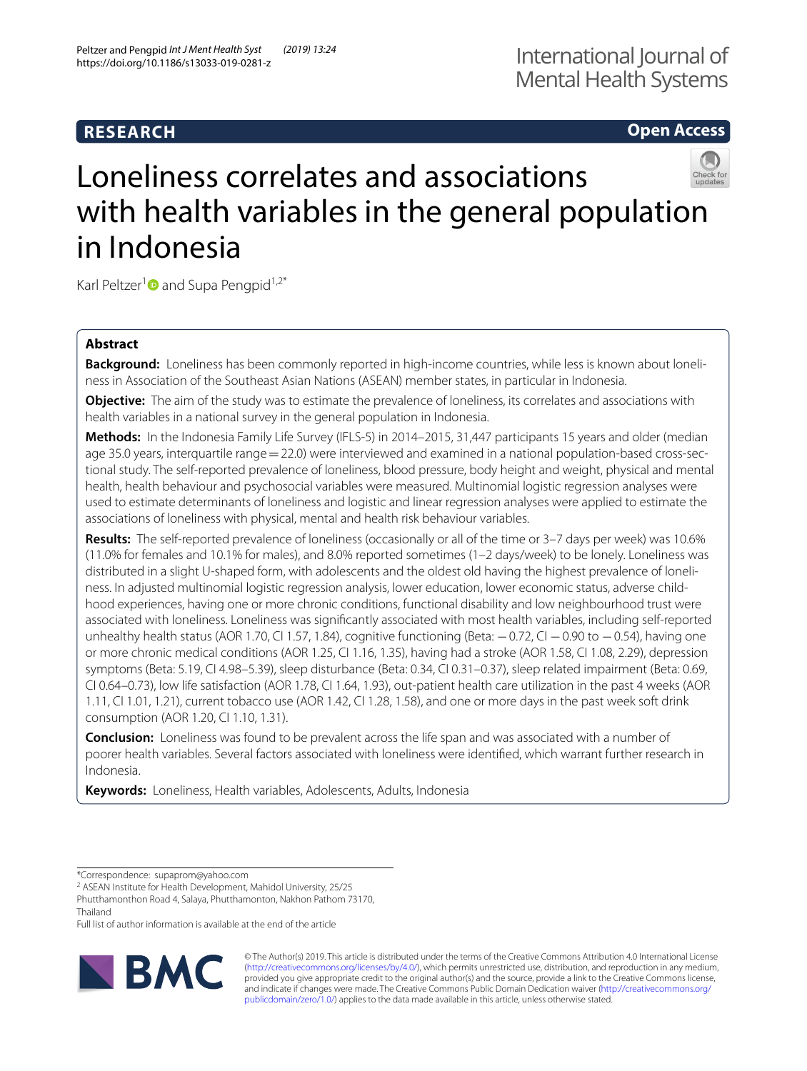**RESEARCH** **Open Access**

# Loneliness correlates and associations with health variables in the general population in Indonesia

Karl Peltzer[1] and Supa Pengpid[1,2*]

## Abstract

**Background:** Loneliness has been commonly reported in high-income countries, while less is known about loneliness in Association of the Southeast Asian Nations (ASEAN) member states, in particular in Indonesia.

**Objective:** The aim of the study was to estimate the prevalence of loneliness, its correlates and associations with health variables in a national survey in the general population in Indonesia.

**Methods:** In the Indonesia Family Life Survey (IFLS-5) in 2014–2015, 31,447 participants 15 years and older (median age 35.0 years, interquartile range = 22.0) were interviewed and examined in a national population-based cross-sectional study. The self-reported prevalence of loneliness, blood pressure, body height and weight, physical and mental health, health behaviour and psychosocial variables were measured. Multinomial logistic regression analyses were used to estimate determinants of loneliness and logistic and linear regression analyses were applied to estimate the associations of loneliness with physical, mental and health risk behaviour variables.

**Results:** The self-reported prevalence of loneliness (occasionally or all of the time or 3–7 days per week) was 10.6% (11.0% for females and 10.1% for males), and 8.0% reported sometimes (1–2 days/week) to be lonely. Loneliness was distributed in a slight U-shaped form, with adolescents and the oldest old having the highest prevalence of loneliness. In adjusted multinomial logistic regression analysis, lower education, lower economic status, adverse childhood experiences, having one or more chronic conditions, functional disability and low neighbourhood trust were associated with loneliness. Loneliness was significantly associated with most health variables, including self-reported unhealthy health status (AOR 1.70, CI 1.57, 1.84), cognitive functioning (Beta: −0.72, CI −0.90 to −0.54), having one or more chronic medical conditions (AOR 1.25, CI 1.16, 1.35), having had a stroke (AOR 1.58, CI 1.08, 2.29), depression symptoms (Beta: 5.19, CI 4.98–5.39), sleep disturbance (Beta: 0.34, CI 0.31–0.37), sleep related impairment (Beta: 0.69, CI 0.64–0.73), low life satisfaction (AOR 1.78, CI 1.64, 1.93), out-patient health care utilization in the past 4 weeks (AOR 1.11, CI 1.01, 1.21), current tobacco use (AOR 1.42, CI 1.28, 1.58), and one or more days in the past week soft drink consumption (AOR 1.20, CI 1.10, 1.31).

**Conclusion:** Loneliness was found to be prevalent across the life span and was associated with a number of poorer health variables. Several factors associated with loneliness were identified, which warrant further research in Indonesia.

**Keywords:** Loneliness, Health variables, Adolescents, Adults, Indonesia

*Correspondence: supaprom@yahoo.com

[2] ASEAN Institute for Health Development, Mahidol University, 25/25 Phutthamonthon Road 4, Salaya, Phutthamonton, Nakhon Pathom 73170, Thailand

Full list of author information is available at the end of the article

© The Author(s) 2019. This article is distributed under the terms of the Creative Commons Attribution 4.0 International License (http://creativecommons.org/licenses/by/4.0/), which permits unrestricted use, distribution, and reproduction in any medium, provided you give appropriate credit to the original author(s) and the source, provide a link to the Creative Commons license, and indicate if changes were made. The Creative Commons Public Domain Dedication waiver (http://creativecommons.org/publicdomain/zero/1.0/) applies to the data made available in this article, unless otherwise stated.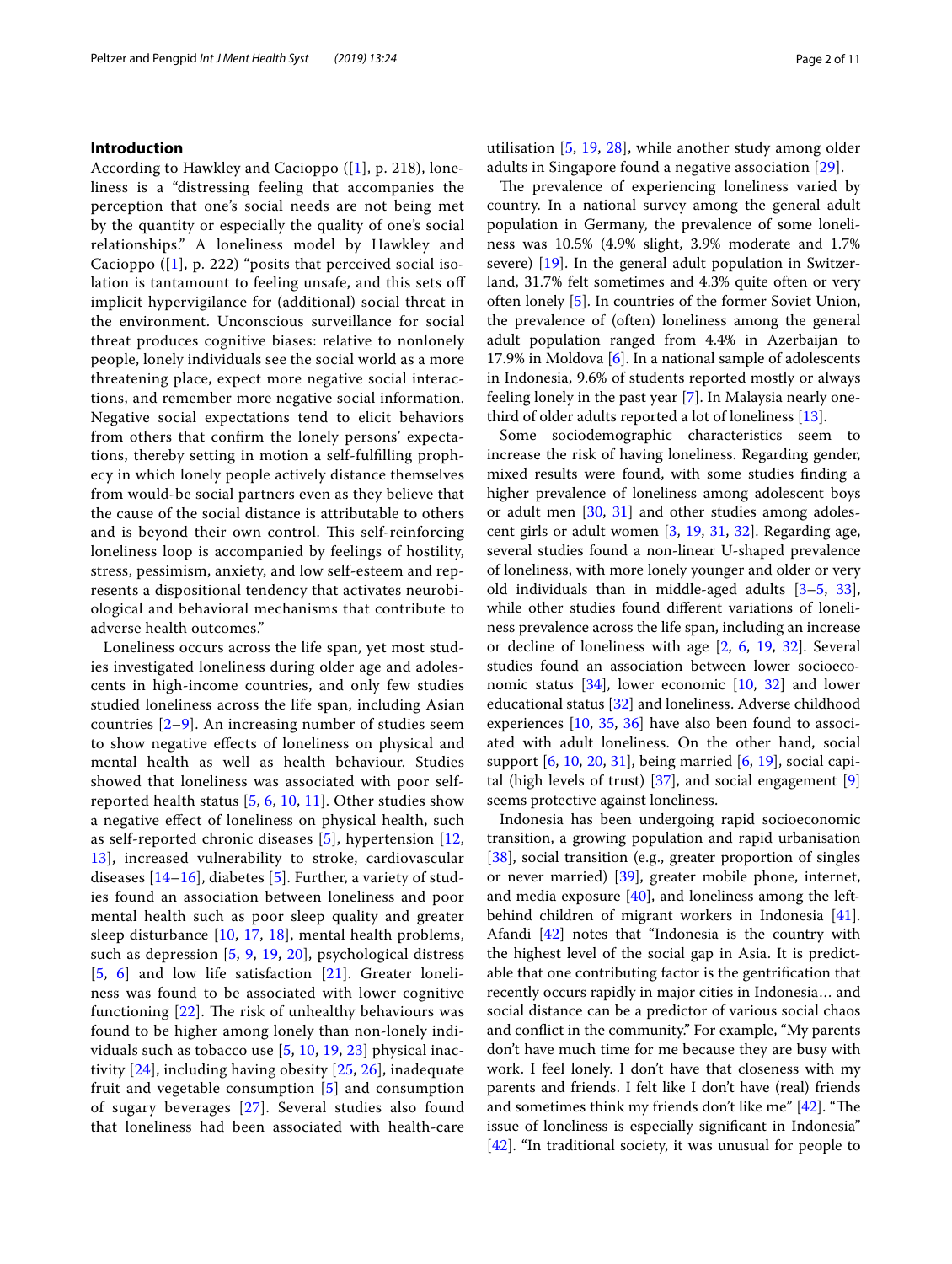## Introduction

According to Hawkley and Cacioppo ([1], p. 218), loneliness is a "distressing feeling that accompanies the perception that one's social needs are not being met by the quantity or especially the quality of one's social relationships." A loneliness model by Hawkley and Cacioppo ([1], p. 222) "posits that perceived social isolation is tantamount to feeling unsafe, and this sets off implicit hypervigilance for (additional) social threat in the environment. Unconscious surveillance for social threat produces cognitive biases: relative to nonlonely people, lonely individuals see the social world as a more threatening place, expect more negative social interactions, and remember more negative social information. Negative social expectations tend to elicit behaviors from others that confirm the lonely persons' expectations, thereby setting in motion a self-fulfilling prophecy in which lonely people actively distance themselves from would-be social partners even as they believe that the cause of the social distance is attributable to others and is beyond their own control. This self-reinforcing loneliness loop is accompanied by feelings of hostility, stress, pessimism, anxiety, and low self-esteem and represents a dispositional tendency that activates neurobiological and behavioral mechanisms that contribute to adverse health outcomes."

Loneliness occurs across the life span, yet most studies investigated loneliness during older age and adolescents in high-income countries, and only few studies studied loneliness across the life span, including Asian countries [2–9]. An increasing number of studies seem to show negative effects of loneliness on physical and mental health as well as health behaviour. Studies showed that loneliness was associated with poor self-reported health status [5, 6, 10, 11]. Other studies show a negative effect of loneliness on physical health, such as self-reported chronic diseases [5], hypertension [12, 13], increased vulnerability to stroke, cardiovascular diseases [14–16], diabetes [5]. Further, a variety of studies found an association between loneliness and poor mental health such as poor sleep quality and greater sleep disturbance [10, 17, 18], mental health problems, such as depression [5, 9, 19, 20], psychological distress [5, 6] and low life satisfaction [21]. Greater loneliness was found to be associated with lower cognitive functioning [22]. The risk of unhealthy behaviours was found to be higher among lonely than non-lonely individuals such as tobacco use [5, 10, 19, 23] physical inactivity [24], including having obesity [25, 26], inadequate fruit and vegetable consumption [5] and consumption of sugary beverages [27]. Several studies also found that loneliness had been associated with health-care utilisation [5, 19, 28], while another study among older adults in Singapore found a negative association [29].

The prevalence of experiencing loneliness varied by country. In a national survey among the general adult population in Germany, the prevalence of some loneliness was 10.5% (4.9% slight, 3.9% moderate and 1.7% severe) [19]. In the general adult population in Switzerland, 31.7% felt sometimes and 4.3% quite often or very often lonely [5]. In countries of the former Soviet Union, the prevalence of (often) loneliness among the general adult population ranged from 4.4% in Azerbaijan to 17.9% in Moldova [6]. In a national sample of adolescents in Indonesia, 9.6% of students reported mostly or always feeling lonely in the past year [7]. In Malaysia nearly one-third of older adults reported a lot of loneliness [13].

Some sociodemographic characteristics seem to increase the risk of having loneliness. Regarding gender, mixed results were found, with some studies finding a higher prevalence of loneliness among adolescent boys or adult men [30, 31] and other studies among adolescent girls or adult women [3, 19, 31, 32]. Regarding age, several studies found a non-linear U-shaped prevalence of loneliness, with more lonely younger and older or very old individuals than in middle-aged adults [3–5, 33], while other studies found different variations of loneliness prevalence across the life span, including an increase or decline of loneliness with age [2, 6, 19, 32]. Several studies found an association between lower socioeconomic status [34], lower economic [10, 32] and lower educational status [32] and loneliness. Adverse childhood experiences [10, 35, 36] have also been found to associated with adult loneliness. On the other hand, social support [6, 10, 20, 31], being married [6, 19], social capital (high levels of trust) [37], and social engagement [9] seems protective against loneliness.

Indonesia has been undergoing rapid socioeconomic transition, a growing population and rapid urbanisation [38], social transition (e.g., greater proportion of singles or never married) [39], greater mobile phone, internet, and media exposure [40], and loneliness among the left-behind children of migrant workers in Indonesia [41]. Afandi [42] notes that "Indonesia is the country with the highest level of the social gap in Asia. It is predictable that one contributing factor is the gentrification that recently occurs rapidly in major cities in Indonesia… and social distance can be a predictor of various social chaos and conflict in the community." For example, "My parents don't have much time for me because they are busy with work. I feel lonely. I don't have that closeness with my parents and friends. I felt like I don't have (real) friends and sometimes think my friends don't like me" [42]. "The issue of loneliness is especially significant in Indonesia" [42]. "In traditional society, it was unusual for people to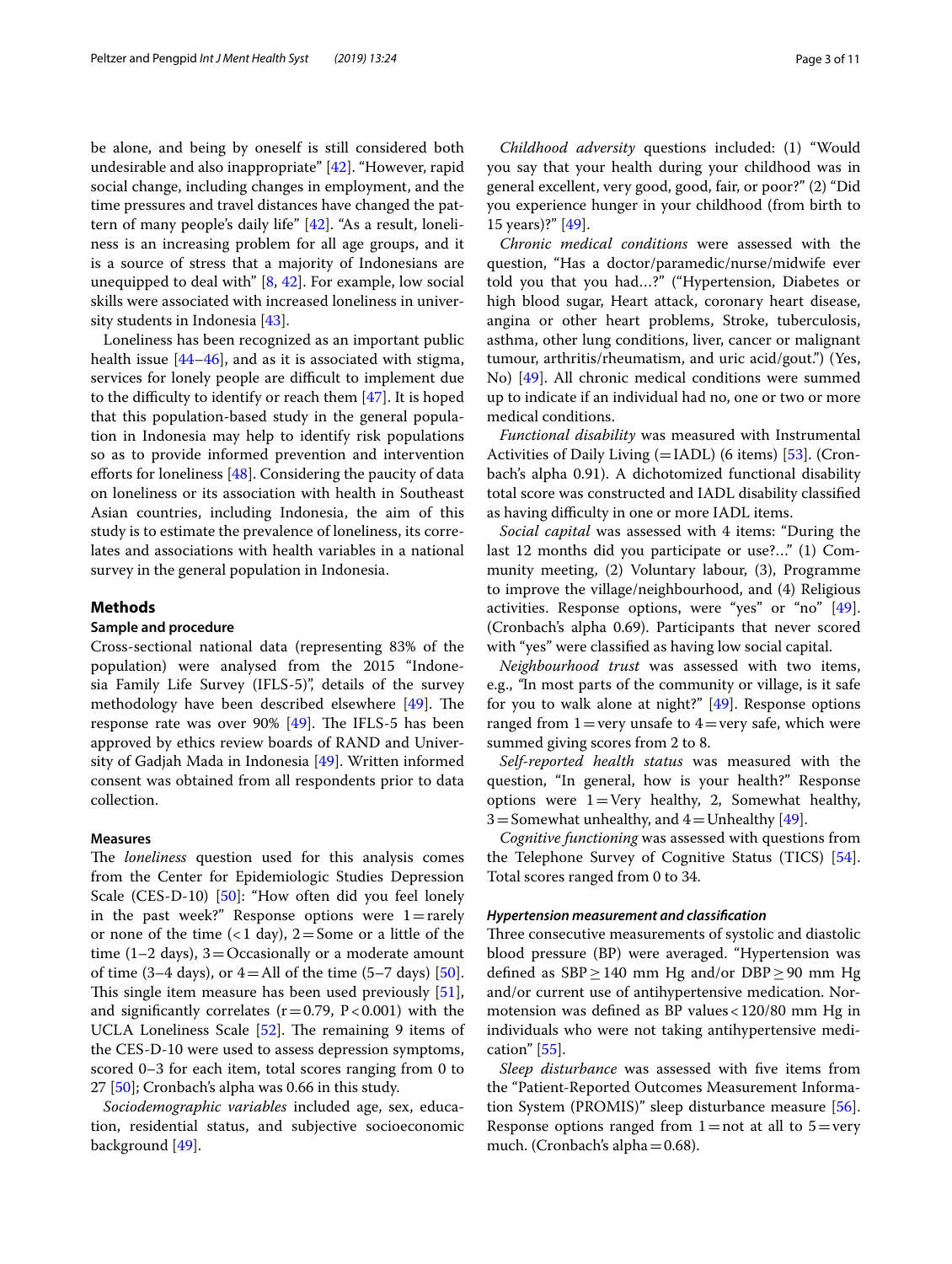be alone, and being by oneself is still considered both undesirable and also inappropriate" [42]. "However, rapid social change, including changes in employment, and the time pressures and travel distances have changed the pattern of many people's daily life" [42]. "As a result, loneliness is an increasing problem for all age groups, and it is a source of stress that a majority of Indonesians are unequipped to deal with" [8, 42]. For example, low social skills were associated with increased loneliness in university students in Indonesia [43].

Loneliness has been recognized as an important public health issue [44–46], and as it is associated with stigma, services for lonely people are difficult to implement due to the difficulty to identify or reach them [47]. It is hoped that this population-based study in the general population in Indonesia may help to identify risk populations so as to provide informed prevention and intervention efforts for loneliness [48]. Considering the paucity of data on loneliness or its association with health in Southeast Asian countries, including Indonesia, the aim of this study is to estimate the prevalence of loneliness, its correlates and associations with health variables in a national survey in the general population in Indonesia.

## Methods

### Sample and procedure

Cross-sectional national data (representing 83% of the population) were analysed from the 2015 "Indonesia Family Life Survey (IFLS-5)", details of the survey methodology have been described elsewhere [49]. The response rate was over 90% [49]. The IFLS-5 has been approved by ethics review boards of RAND and University of Gadjah Mada in Indonesia [49]. Written informed consent was obtained from all respondents prior to data collection.

### Measures

The *loneliness* question used for this analysis comes from the Center for Epidemiologic Studies Depression Scale (CES-D-10) [50]: "How often did you feel lonely in the past week?" Response options were 1 = rarely or none of the time (< 1 day), 2 = Some or a little of the time (1–2 days), 3 = Occasionally or a moderate amount of time (3–4 days), or 4 = All of the time (5–7 days) [50]. This single item measure has been used previously [51], and significantly correlates ($r = 0.79$, $P < 0.001$) with the UCLA Loneliness Scale [52]. The remaining 9 items of the CES-D-10 were used to assess depression symptoms, scored 0–3 for each item, total scores ranging from 0 to 27 [50]; Cronbach's alpha was 0.66 in this study.

*Sociodemographic variables* included age, sex, education, residential status, and subjective socioeconomic background [49].

*Childhood adversity* questions included: (1) "Would you say that your health during your childhood was in general excellent, very good, good, fair, or poor?" (2) "Did you experience hunger in your childhood (from birth to 15 years)?" [49].

*Chronic medical conditions* were assessed with the question, "Has a doctor/paramedic/nurse/midwife ever told you that you had…?" ("Hypertension, Diabetes or high blood sugar, Heart attack, coronary heart disease, angina or other heart problems, Stroke, tuberculosis, asthma, other lung conditions, liver, cancer or malignant tumour, arthritis/rheumatism, and uric acid/gout.") (Yes, No) [49]. All chronic medical conditions were summed up to indicate if an individual had no, one or two or more medical conditions.

*Functional disability* was measured with Instrumental Activities of Daily Living (= IADL) (6 items) [53]. (Cronbach's alpha 0.91). A dichotomized functional disability total score was constructed and IADL disability classified as having difficulty in one or more IADL items.

*Social capital* was assessed with 4 items: "During the last 12 months did you participate or use?…" (1) Community meeting, (2) Voluntary labour, (3), Programme to improve the village/neighbourhood, and (4) Religious activities. Response options, were "yes" or "no" [49]. (Cronbach's alpha 0.69). Participants that never scored with "yes" were classified as having low social capital.

*Neighbourhood trust* was assessed with two items, e.g., "In most parts of the community or village, is it safe for you to walk alone at night?" [49]. Response options ranged from 1 = very unsafe to 4 = very safe, which were summed giving scores from 2 to 8.

*Self-reported health status* was measured with the question, "In general, how is your health?" Response options were 1 = Very healthy, 2, Somewhat healthy, 3 = Somewhat unhealthy, and 4 = Unhealthy [49].

*Cognitive functioning* was assessed with questions from the Telephone Survey of Cognitive Status (TICS) [54]. Total scores ranged from 0 to 34.

#### *Hypertension measurement and classification*

Three consecutive measurements of systolic and diastolic blood pressure (BP) were averaged. "Hypertension was defined as SBP ≥ 140 mm Hg and/or DBP ≥ 90 mm Hg and/or current use of antihypertensive medication. Normotension was defined as BP values < 120/80 mm Hg in individuals who were not taking antihypertensive medication" [55].

*Sleep disturbance* was assessed with five items from the "Patient-Reported Outcomes Measurement Information System (PROMIS)" sleep disturbance measure [56]. Response options ranged from 1 = not at all to 5 = very much. (Cronbach's alpha = 0.68).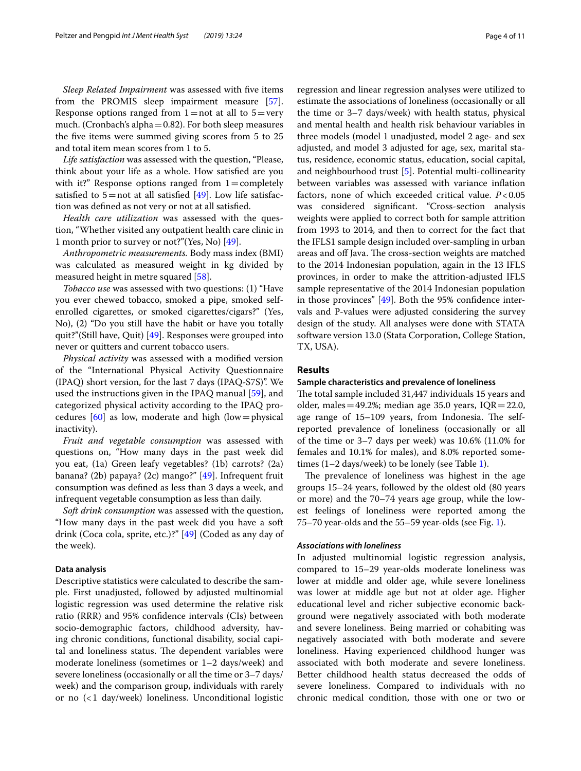*Sleep Related Impairment* was assessed with five items from the PROMIS sleep impairment measure [57]. Response options ranged from 1 = not at all to 5 = very much. (Cronbach's alpha = 0.82). For both sleep measures the five items were summed giving scores from 5 to 25 and total item mean scores from 1 to 5.

*Life satisfaction* was assessed with the question, "Please, think about your life as a whole. How satisfied are you with it?" Response options ranged from 1 = completely satisfied to 5 = not at all satisfied [49]. Low life satisfaction was defined as not very or not at all satisfied.

*Health care utilization* was assessed with the question, "Whether visited any outpatient health care clinic in 1 month prior to survey or not?"(Yes, No) [49].

*Anthropometric measurements.* Body mass index (BMI) was calculated as measured weight in kg divided by measured height in metre squared [58].

*Tobacco use* was assessed with two questions: (1) "Have you ever chewed tobacco, smoked a pipe, smoked self-enrolled cigarettes, or smoked cigarettes/cigars?" (Yes, No), (2) "Do you still have the habit or have you totally quit?"(Still have, Quit) [49]. Responses were grouped into never or quitters and current tobacco users.

*Physical activity* was assessed with a modified version of the "International Physical Activity Questionnaire (IPAQ) short version, for the last 7 days (IPAQ-S7S)". We used the instructions given in the IPAQ manual [59], and categorized physical activity according to the IPAQ procedures [60] as low, moderate and high (low = physical inactivity).

*Fruit and vegetable consumption* was assessed with questions on, "How many days in the past week did you eat, (1a) Green leafy vegetables? (1b) carrots? (2a) banana? (2b) papaya? (2c) mango?" [49]. Infrequent fruit consumption was defined as less than 3 days a week, and infrequent vegetable consumption as less than daily.

*Soft drink consumption* was assessed with the question, "How many days in the past week did you have a soft drink (Coca cola, sprite, etc.)?" [49] (Coded as any day of the week).

#### Data analysis

Descriptive statistics were calculated to describe the sample. First unadjusted, followed by adjusted multinomial logistic regression was used determine the relative risk ratio (RRR) and 95% confidence intervals (CIs) between socio-demographic factors, childhood adversity, having chronic conditions, functional disability, social capital and loneliness status. The dependent variables were moderate loneliness (sometimes or 1–2 days/week) and severe loneliness (occasionally or all the time or 3–7 days/week) and the comparison group, individuals with rarely or no (< 1 day/week) loneliness. Unconditional logistic regression and linear regression analyses were utilized to estimate the associations of loneliness (occasionally or all the time or 3–7 days/week) with health status, physical and mental health and health risk behaviour variables in three models (model 1 unadjusted, model 2 age- and sex adjusted, and model 3 adjusted for age, sex, marital status, residence, economic status, education, social capital, and neighbourhood trust [5]. Potential multi-collinearity between variables was assessed with variance inflation factors, none of which exceeded critical value. $P < 0.05$ was considered significant. "Cross-section analysis weights were applied to correct both for sample attrition from 1993 to 2014, and then to correct for the fact that the IFLS1 sample design included over-sampling in urban areas and off Java. The cross-section weights are matched to the 2014 Indonesian population, again in the 13 IFLS provinces, in order to make the attrition-adjusted IFLS sample representative of the 2014 Indonesian population in those provinces" [49]. Both the 95% confidence intervals and P-values were adjusted considering the survey design of the study. All analyses were done with STATA software version 13.0 (Stata Corporation, College Station, TX, USA).

## Results

#### Sample characteristics and prevalence of loneliness

The total sample included 31,447 individuals 15 years and older, males = 49.2%; median age 35.0 years, IQR = 22.0, age range of 15–109 years, from Indonesia. The self-reported prevalence of loneliness (occasionally or all of the time or 3–7 days per week) was 10.6% (11.0% for females and 10.1% for males), and 8.0% reported sometimes (1–2 days/week) to be lonely (see Table 1).

The prevalence of loneliness was highest in the age groups 15–24 years, followed by the oldest old (80 years or more) and the 70–74 years age group, while the lowest feelings of loneliness were reported among the 75–70 year-olds and the 55–59 year-olds (see Fig. 1).

#### *Associations with loneliness*

In adjusted multinomial logistic regression analysis, compared to 15–29 year-olds moderate loneliness was lower at middle and older age, while severe loneliness was lower at middle age but not at older age. Higher educational level and richer subjective economic background were negatively associated with both moderate and severe loneliness. Being married or cohabiting was negatively associated with both moderate and severe loneliness. Having experienced childhood hunger was associated with both moderate and severe loneliness. Better childhood health status decreased the odds of severe loneliness. Compared to individuals with no chronic medical condition, those with one or two or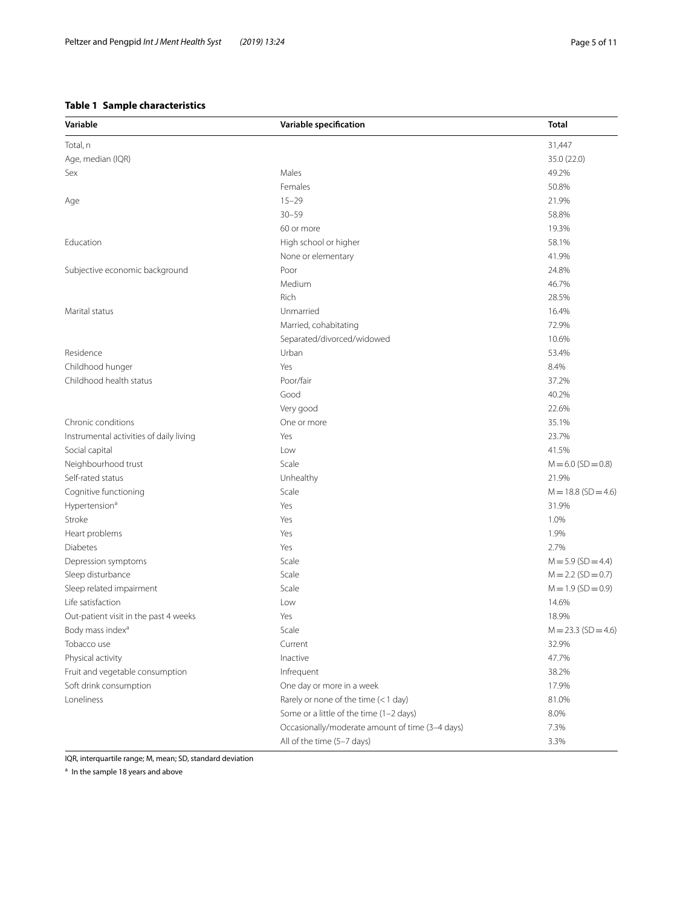**Table 1 Sample characteristics**

| Variable | Variable specification | Total |
|---|---|---|
| Total, n | | 31,447 |
| Age, median (IQR) | | 35.0 (22.0) |
| Sex | Males | 49.2% |
| | Females | 50.8% |
| Age | 15–29 | 21.9% |
| | 30–59 | 58.8% |
| | 60 or more | 19.3% |
| Education | High school or higher | 58.1% |
| | None or elementary | 41.9% |
| Subjective economic background | Poor | 24.8% |
| | Medium | 46.7% |
| | Rich | 28.5% |
| Marital status | Unmarried | 16.4% |
| | Married, cohabitating | 72.9% |
| | Separated/divorced/widowed | 10.6% |
| Residence | Urban | 53.4% |
| Childhood hunger | Yes | 8.4% |
| Childhood health status | Poor/fair | 37.2% |
| | Good | 40.2% |
| | Very good | 22.6% |
| Chronic conditions | One or more | 35.1% |
| Instrumental activities of daily living | Yes | 23.7% |
| Social capital | Low | 41.5% |
| Neighbourhood trust | Scale | M = 6.0 (SD = 0.8) |
| Self-rated status | Unhealthy | 21.9% |
| Cognitive functioning | Scale | M = 18.8 (SD = 4.6) |
| Hypertension[a] | Yes | 31.9% |
| Stroke | Yes | 1.0% |
| Heart problems | Yes | 1.9% |
| Diabetes | Yes | 2.7% |
| Depression symptoms | Scale | M = 5.9 (SD = 4.4) |
| Sleep disturbance | Scale | M = 2.2 (SD = 0.7) |
| Sleep related impairment | Scale | M = 1.9 (SD = 0.9) |
| Life satisfaction | Low | 14.6% |
| Out-patient visit in the past 4 weeks | Yes | 18.9% |
| Body mass index[a] | Scale | M = 23.3 (SD = 4.6) |
| Tobacco use | Current | 32.9% |
| Physical activity | Inactive | 47.7% |
| Fruit and vegetable consumption | Infrequent | 38.2% |
| Soft drink consumption | One day or more in a week | 17.9% |
| Loneliness | Rarely or none of the time (< 1 day) | 81.0% |
| | Some or a little of the time (1–2 days) | 8.0% |
| | Occasionally/moderate amount of time (3–4 days) | 7.3% |
| | All of the time (5–7 days) | 3.3% |

IQR, interquartile range; M, mean; SD, standard deviation

[a] In the sample 18 years and above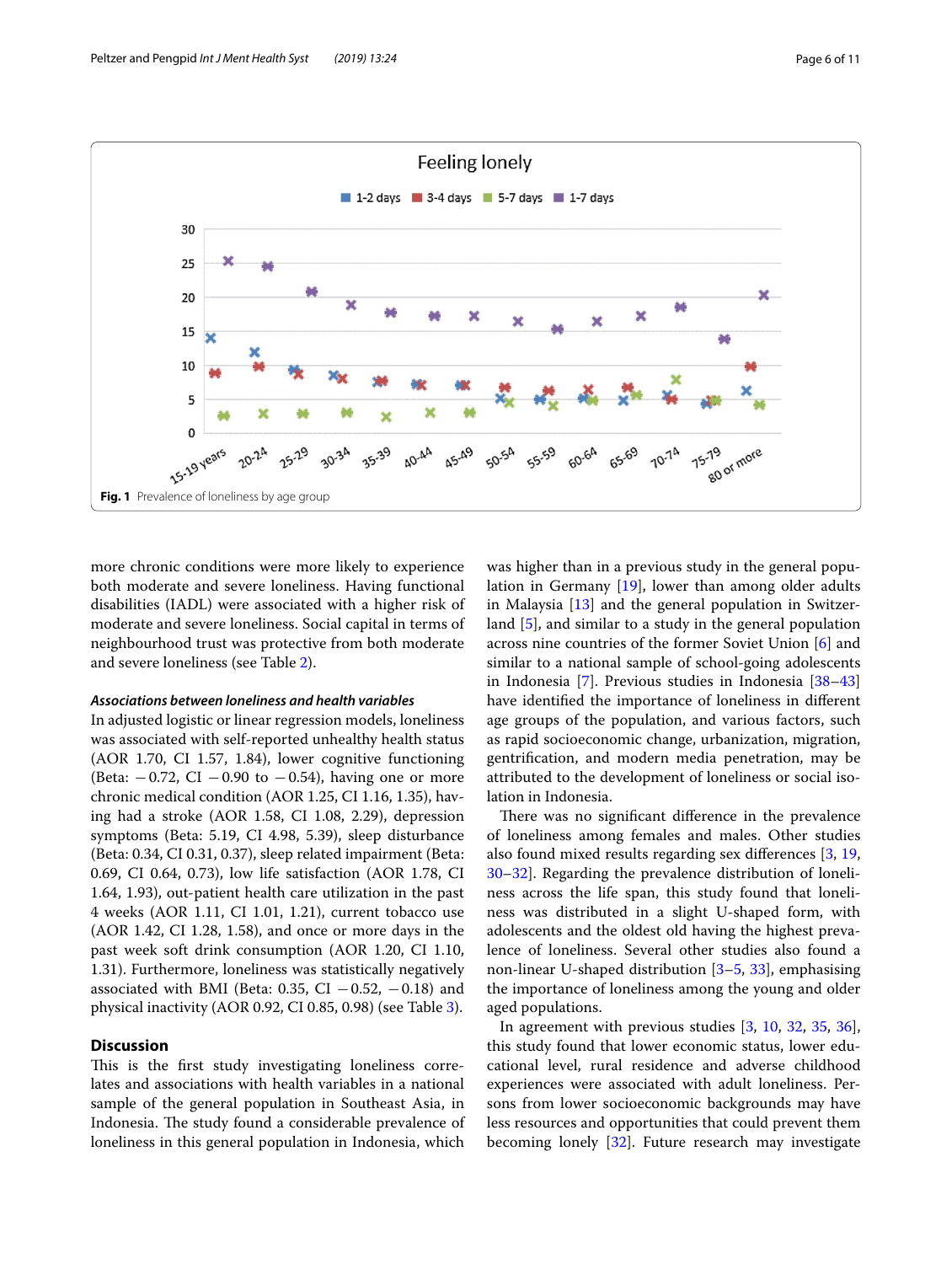Fig. 1 Prevalence of loneliness by age group

more chronic conditions were more likely to experience both moderate and severe loneliness. Having functional disabilities (IADL) were associated with a higher risk of moderate and severe loneliness. Social capital in terms of neighbourhood trust was protective from both moderate and severe loneliness (see Table 2).

### *Associations between loneliness and health variables*

In adjusted logistic or linear regression models, loneliness was associated with self-reported unhealthy health status (AOR 1.70, CI 1.57, 1.84), lower cognitive functioning (Beta: −0.72, CI −0.90 to −0.54), having one or more chronic medical condition (AOR 1.25, CI 1.16, 1.35), having had a stroke (AOR 1.58, CI 1.08, 2.29), depression symptoms (Beta: 5.19, CI 4.98, 5.39), sleep disturbance (Beta: 0.34, CI 0.31, 0.37), sleep related impairment (Beta: 0.69, CI 0.64, 0.73), low life satisfaction (AOR 1.78, CI 1.64, 1.93), out-patient health care utilization in the past 4 weeks (AOR 1.11, CI 1.01, 1.21), current tobacco use (AOR 1.42, CI 1.28, 1.58), and once or more days in the past week soft drink consumption (AOR 1.20, CI 1.10, 1.31). Furthermore, loneliness was statistically negatively associated with BMI (Beta: 0.35, CI −0.52, −0.18) and physical inactivity (AOR 0.92, CI 0.85, 0.98) (see Table 3).

## Discussion

This is the first study investigating loneliness correlates and associations with health variables in a national sample of the general population in Southeast Asia, in Indonesia. The study found a considerable prevalence of loneliness in this general population in Indonesia, which was higher than in a previous study in the general population in Germany [19], lower than among older adults in Malaysia [13] and the general population in Switzerland [5], and similar to a study in the general population across nine countries of the former Soviet Union [6] and similar to a national sample of school-going adolescents in Indonesia [7]. Previous studies in Indonesia [38–43] have identified the importance of loneliness in different age groups of the population, and various factors, such as rapid socioeconomic change, urbanization, migration, gentrification, and modern media penetration, may be attributed to the development of loneliness or social isolation in Indonesia.

There was no significant difference in the prevalence of loneliness among females and males. Other studies also found mixed results regarding sex differences [3, 19, 30–32]. Regarding the prevalence distribution of loneliness across the life span, this study found that loneliness was distributed in a slight U-shaped form, with adolescents and the oldest old having the highest prevalence of loneliness. Several other studies also found a non-linear U-shaped distribution [3–5, 33], emphasising the importance of loneliness among the young and older aged populations.

In agreement with previous studies [3, 10, 32, 35, 36], this study found that lower economic status, lower educational level, rural residence and adverse childhood experiences were associated with adult loneliness. Persons from lower socioeconomic backgrounds may have less resources and opportunities that could prevent them becoming lonely [32]. Future research may investigate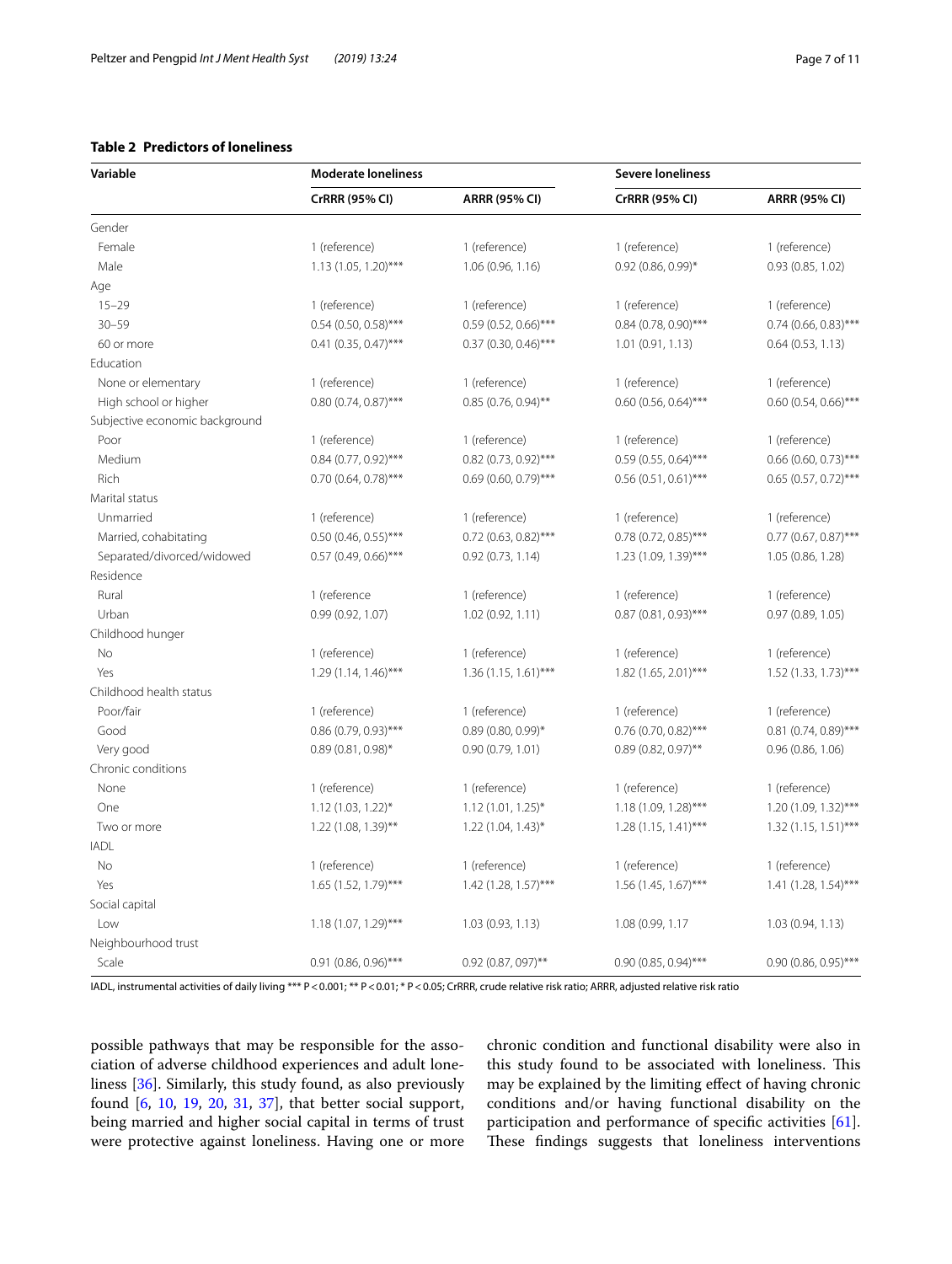**Table 2 Predictors of loneliness**

| Variable | Moderate loneliness | | Severe loneliness | |
|---|---|---|---|---|
| | CrRRR (95% CI) | ARRR (95% CI) | CrRRR (95% CI) | ARRR (95% CI) |
| Gender | | | | |
| Female | 1 (reference) | 1 (reference) | 1 (reference) | 1 (reference) |
| Male | 1.13 (1.05, 1.20)*** | 1.06 (0.96, 1.16) | 0.92 (0.86, 0.99)* | 0.93 (0.85, 1.02) |
| Age | | | | |
| 15–29 | 1 (reference) | 1 (reference) | 1 (reference) | 1 (reference) |
| 30–59 | 0.54 (0.50, 0.58)*** | 0.59 (0.52, 0.66)*** | 0.84 (0.78, 0.90)*** | 0.74 (0.66, 0.83)*** |
| 60 or more | 0.41 (0.35, 0.47)*** | 0.37 (0.30, 0.46)*** | 1.01 (0.91, 1.13) | 0.64 (0.53, 1.13) |
| Education | | | | |
| None or elementary | 1 (reference) | 1 (reference) | 1 (reference) | 1 (reference) |
| High school or higher | 0.80 (0.74, 0.87)*** | 0.85 (0.76, 0.94)** | 0.60 (0.56, 0.64)*** | 0.60 (0.54, 0.66)*** |
| Subjective economic background | | | | |
| Poor | 1 (reference) | 1 (reference) | 1 (reference) | 1 (reference) |
| Medium | 0.84 (0.77, 0.92)*** | 0.82 (0.73, 0.92)*** | 0.59 (0.55, 0.64)*** | 0.66 (0.60, 0.73)*** |
| Rich | 0.70 (0.64, 0.78)*** | 0.69 (0.60, 0.79)*** | 0.56 (0.51, 0.61)*** | 0.65 (0.57, 0.72)*** |
| Marital status | | | | |
| Unmarried | 1 (reference) | 1 (reference) | 1 (reference) | 1 (reference) |
| Married, cohabitating | 0.50 (0.46, 0.55)*** | 0.72 (0.63, 0.82)*** | 0.78 (0.72, 0.85)*** | 0.77 (0.67, 0.87)*** |
| Separated/divorced/widowed | 0.57 (0.49, 0.66)*** | 0.92 (0.73, 1.14) | 1.23 (1.09, 1.39)*** | 1.05 (0.86, 1.28) |
| Residence | | | | |
| Rural | 1 (reference | 1 (reference) | 1 (reference) | 1 (reference) |
| Urban | 0.99 (0.92, 1.07) | 1.02 (0.92, 1.11) | 0.87 (0.81, 0.93)*** | 0.97 (0.89, 1.05) |
| Childhood hunger | | | | |
| No | 1 (reference) | 1 (reference) | 1 (reference) | 1 (reference) |
| Yes | 1.29 (1.14, 1.46)*** | 1.36 (1.15, 1.61)*** | 1.82 (1.65, 2.01)*** | 1.52 (1.33, 1.73)*** |
| Childhood health status | | | | |
| Poor/fair | 1 (reference) | 1 (reference) | 1 (reference) | 1 (reference) |
| Good | 0.86 (0.79, 0.93)*** | 0.89 (0.80, 0.99)* | 0.76 (0.70, 0.82)*** | 0.81 (0.74, 0.89)*** |
| Very good | 0.89 (0.81, 0.98)* | 0.90 (0.79, 1.01) | 0.89 (0.82, 0.97)** | 0.96 (0.86, 1.06) |
| Chronic conditions | | | | |
| None | 1 (reference) | 1 (reference) | 1 (reference) | 1 (reference) |
| One | 1.12 (1.03, 1.22)* | 1.12 (1.01, 1.25)* | 1.18 (1.09, 1.28)*** | 1.20 (1.09, 1.32)*** |
| Two or more | 1.22 (1.08, 1.39)** | 1.22 (1.04, 1.43)* | 1.28 (1.15, 1.41)*** | 1.32 (1.15, 1.51)*** |
| IADL | | | | |
| No | 1 (reference) | 1 (reference) | 1 (reference) | 1 (reference) |
| Yes | 1.65 (1.52, 1.79)*** | 1.42 (1.28, 1.57)*** | 1.56 (1.45, 1.67)*** | 1.41 (1.28, 1.54)*** |
| Social capital | | | | |
| Low | 1.18 (1.07, 1.29)*** | 1.03 (0.93, 1.13) | 1.08 (0.99, 1.17 | 1.03 (0.94, 1.13) |
| Neighbourhood trust | | | | |
| Scale | 0.91 (0.86, 0.96)*** | 0.92 (0.87, 097)** | 0.90 (0.85, 0.94)*** | 0.90 (0.86, 0.95)*** |

IADL, instrumental activities of daily living *** P < 0.001; ** P < 0.01; * P < 0.05; CrRRR, crude relative risk ratio; ARRR, adjusted relative risk ratio

possible pathways that may be responsible for the association of adverse childhood experiences and adult loneliness [36]. Similarly, this study found, as also previously found [6, 10, 19, 20, 31, 37], that better social support, being married and higher social capital in terms of trust were protective against loneliness. Having one or more chronic condition and functional disability were also in this study found to be associated with loneliness. This may be explained by the limiting effect of having chronic conditions and/or having functional disability on the participation and performance of specific activities [61]. These findings suggests that loneliness interventions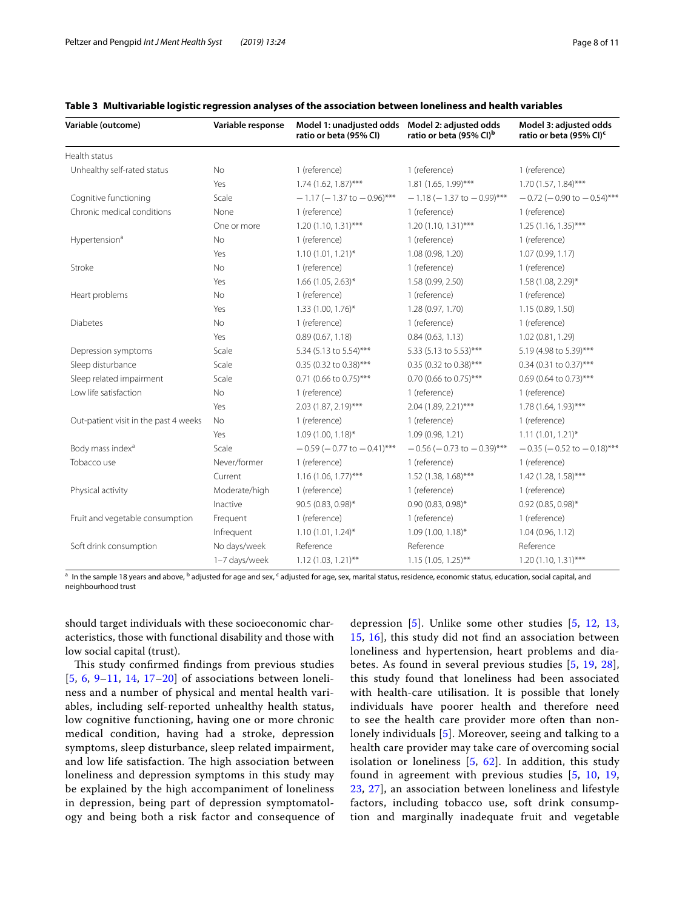**Table 3 Multivariable logistic regression analyses of the association between loneliness and health variables**

| Variable (outcome) | Variable response | Model 1: unadjusted odds ratio or beta (95% CI) | Model 2: adjusted odds ratio or beta (95% CI)[b] | Model 3: adjusted odds ratio or beta (95% CI)[c] |
|---|---|---|---|---|
| Health status | | | | |
| Unhealthy self-rated status | No | 1 (reference) | 1 (reference) | 1 (reference) |
| | Yes | 1.74 (1.62, 1.87)*** | 1.81 (1.65, 1.99)*** | 1.70 (1.57, 1.84)*** |
| Cognitive functioning | Scale | − 1.17 (− 1.37 to − 0.96)*** | − 1.18 (− 1.37 to − 0.99)*** | − 0.72 (− 0.90 to − 0.54)*** |
| Chronic medical conditions | None | 1 (reference) | 1 (reference) | 1 (reference) |
| | One or more | 1.20 (1.10, 1.31)*** | 1.20 (1.10, 1.31)*** | 1.25 (1.16, 1.35)*** |
| Hypertension[a] | No | 1 (reference) | 1 (reference) | 1 (reference) |
| | Yes | 1.10 (1.01, 1.21)* | 1.08 (0.98, 1.20) | 1.07 (0.99, 1.17) |
| Stroke | No | 1 (reference) | 1 (reference) | 1 (reference) |
| | Yes | 1.66 (1.05, 2.63)* | 1.58 (0.99, 2.50) | 1.58 (1.08, 2.29)* |
| Heart problems | No | 1 (reference) | 1 (reference) | 1 (reference) |
| | Yes | 1.33 (1.00, 1.76)* | 1.28 (0.97, 1.70) | 1.15 (0.89, 1.50) |
| Diabetes | No | 1 (reference) | 1 (reference) | 1 (reference) |
| | Yes | 0.89 (0.67, 1.18) | 0.84 (0.63, 1.13) | 1.02 (0.81, 1.29) |
| Depression symptoms | Scale | 5.34 (5.13 to 5.54)*** | 5.33 (5.13 to 5.53)*** | 5.19 (4.98 to 5.39)*** |
| Sleep disturbance | Scale | 0.35 (0.32 to 0.38)*** | 0.35 (0.32 to 0.38)*** | 0.34 (0.31 to 0.37)*** |
| Sleep related impairment | Scale | 0.71 (0.66 to 0.75)*** | 0.70 (0.66 to 0.75)*** | 0.69 (0.64 to 0.73)*** |
| Low life satisfaction | No | 1 (reference) | 1 (reference) | 1 (reference) |
| | Yes | 2.03 (1.87, 2.19)*** | 2.04 (1.89, 2.21)*** | 1.78 (1.64, 1.93)*** |
| Out-patient visit in the past 4 weeks | No | 1 (reference) | 1 (reference) | 1 (reference) |
| | Yes | 1.09 (1.00, 1.18)* | 1.09 (0.98, 1.21) | 1.11 (1.01, 1.21)* |
| Body mass index[a] | Scale | − 0.59 (− 0.77 to − 0.41)*** | − 0.56 (− 0.73 to − 0.39)*** | − 0.35 (− 0.52 to − 0.18)*** |
| Tobacco use | Never/former | 1 (reference) | 1 (reference) | 1 (reference) |
| | Current | 1.16 (1.06, 1.77)*** | 1.52 (1.38, 1.68)*** | 1.42 (1.28, 1.58)*** |
| Physical activity | Moderate/high | 1 (reference) | 1 (reference) | 1 (reference) |
| | Inactive | 90.5 (0.83, 0.98)* | 0.90 (0.83, 0.98)* | 0.92 (0.85, 0.98)* |
| Fruit and vegetable consumption | Frequent | 1 (reference) | 1 (reference) | 1 (reference) |
| | Infrequent | 1.10 (1.01, 1.24)* | 1.09 (1.00, 1.18)* | 1.04 (0.96, 1.12) |
| Soft drink consumption | No days/week | Reference | Reference | Reference |
| | 1–7 days/week | 1.12 (1.03, 1.21)** | 1.15 (1.05, 1.25)** | 1.20 (1.10, 1.31)*** |

[a] In the sample 18 years and above, [b] adjusted for age and sex, [c] adjusted for age, sex, marital status, residence, economic status, education, social capital, and neighbourhood trust

should target individuals with these socioeconomic characteristics, those with functional disability and those with low social capital (trust).

This study confirmed findings from previous studies [5, 6, 9–11, 14, 17–20] of associations between loneliness and a number of physical and mental health variables, including self-reported unhealthy health status, low cognitive functioning, having one or more chronic medical condition, having had a stroke, depression symptoms, sleep disturbance, sleep related impairment, and low life satisfaction. The high association between loneliness and depression symptoms in this study may be explained by the high accompaniment of loneliness in depression, being part of depression symptomatology and being both a risk factor and consequence of depression [5]. Unlike some other studies [5, 12, 13, 15, 16], this study did not find an association between loneliness and hypertension, heart problems and diabetes. As found in several previous studies [5, 19, 28], this study found that loneliness had been associated with health-care utilisation. It is possible that lonely individuals have poorer health and therefore need to see the health care provider more often than non-lonely individuals [5]. Moreover, seeing and talking to a health care provider may take care of overcoming social isolation or loneliness [5, 62]. In addition, this study found in agreement with previous studies [5, 10, 19, 23, 27], an association between loneliness and lifestyle factors, including tobacco use, soft drink consumption and marginally inadequate fruit and vegetable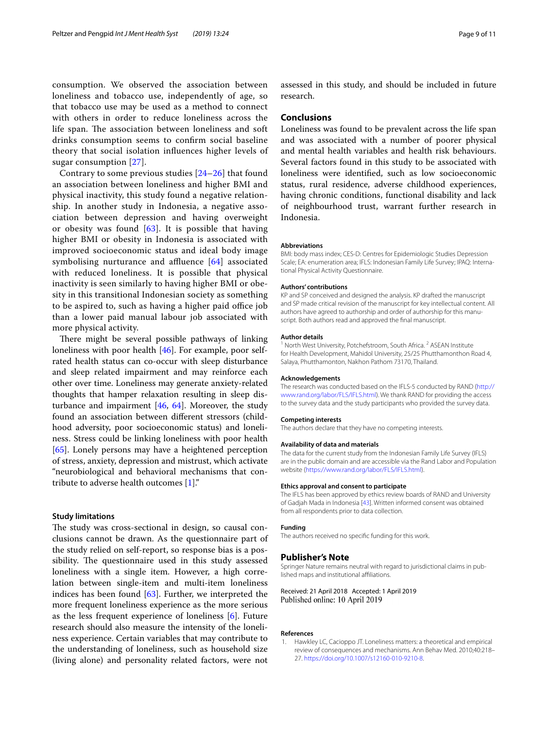consumption. We observed the association between loneliness and tobacco use, independently of age, so that tobacco use may be used as a method to connect with others in order to reduce loneliness across the life span. The association between loneliness and soft drinks consumption seems to confirm social baseline theory that social isolation influences higher levels of sugar consumption [27].

Contrary to some previous studies [24–26] that found an association between loneliness and higher BMI and physical inactivity, this study found a negative relationship. In another study in Indonesia, a negative association between depression and having overweight or obesity was found [63]. It is possible that having higher BMI or obesity in Indonesia is associated with improved socioeconomic status and ideal body image symbolising nurturance and affluence [64] associated with reduced loneliness. It is possible that physical inactivity is seen similarly to having higher BMI or obesity in this transitional Indonesian society as something to be aspired to, such as having a higher paid office job than a lower paid manual labour job associated with more physical activity.

There might be several possible pathways of linking loneliness with poor health [46]. For example, poor self-rated health status can co-occur with sleep disturbance and sleep related impairment and may reinforce each other over time. Loneliness may generate anxiety-related thoughts that hamper relaxation resulting in sleep disturbance and impairment [46, 64]. Moreover, the study found an association between different stressors (childhood adversity, poor socioeconomic status) and loneliness. Stress could be linking loneliness with poor health [65]. Lonely persons may have a heightened perception of stress, anxiety, depression and mistrust, which activate "neurobiological and behavioral mechanisms that contribute to adverse health outcomes [1]."

### Study limitations

The study was cross-sectional in design, so causal conclusions cannot be drawn. As the questionnaire part of the study relied on self-report, so response bias is a possibility. The questionnaire used in this study assessed loneliness with a single item. However, a high correlation between single-item and multi-item loneliness indices has been found [63]. Further, we interpreted the more frequent loneliness experience as the more serious as the less frequent experience of loneliness [6]. Future research should also measure the intensity of the loneliness experience. Certain variables that may contribute to the understanding of loneliness, such as household size (living alone) and personality related factors, were not assessed in this study, and should be included in future research.

## Conclusions

Loneliness was found to be prevalent across the life span and was associated with a number of poorer physical and mental health variables and health risk behaviours. Several factors found in this study to be associated with loneliness were identified, such as low socioeconomic status, rural residence, adverse childhood experiences, having chronic conditions, functional disability and lack of neighbourhood trust, warrant further research in Indonesia.

#### Abbreviations

BMI: body mass index; CES-D: Centres for Epidemiologic Studies Depression Scale; EA: enumeration area; IFLS: Indonesian Family Life Survey; IPAQ: International Physical Activity Questionnaire.

#### Authors' contributions

KP and SP conceived and designed the analysis. KP drafted the manuscript and SP made critical revision of the manuscript for key intellectual content. All authors have agreed to authorship and order of authorship for this manuscript. Both authors read and approved the final manuscript.

#### Author details

[1] North West University, Potchefstroom, South Africa. [2] ASEAN Institute for Health Development, Mahidol University, 25/25 Phutthamonthon Road 4, Salaya, Phutthamonton, Nakhon Pathom 73170, Thailand.

#### Acknowledgements

The research was conducted based on the IFLS-5 conducted by RAND (http://www.rand.org/labor/FLS/IFLS.html). We thank RAND for providing the access to the survey data and the study participants who provided the survey data.

#### Competing interests

The authors declare that they have no competing interests.

#### Availability of data and materials

The data for the current study from the Indonesian Family Life Survey (IFLS) are in the public domain and are accessible via the Rand Labor and Population website (https://www.rand.org/labor/FLS/IFLS.html).

#### Ethics approval and consent to participate

The IFLS has been approved by ethics review boards of RAND and University of Gadjah Mada in Indonesia [43]. Written informed consent was obtained from all respondents prior to data collection.

#### Funding

The authors received no specific funding for this work.

## Publisher's Note

Springer Nature remains neutral with regard to jurisdictional claims in published maps and institutional affiliations.

Received: 21 April 2018 Accepted: 1 April 2019
Published online: 10 April 2019

#### References

1. Hawkley LC, Cacioppo JT. Loneliness matters: a theoretical and empirical review of consequences and mechanisms. Ann Behav Med. 2010;40:218–27. https://doi.org/10.1007/s12160-010-9210-8.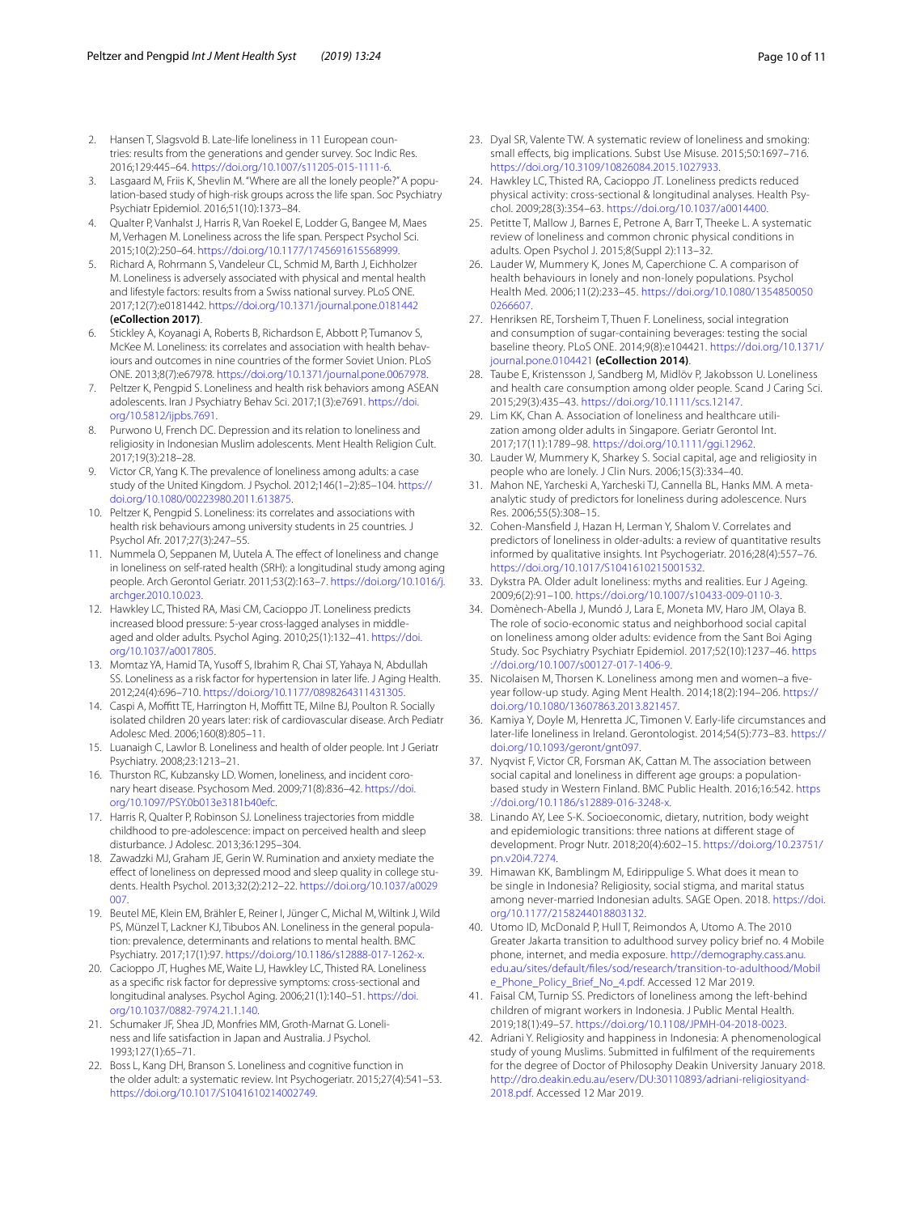2. Hansen T, Slagsvold B. Late-life loneliness in 11 European countries: results from the generations and gender survey. Soc Indic Res. 2016;129:445–64. https://doi.org/10.1007/s11205-015-1111-6.
3. Lasgaard M, Friis K, Shevlin M. "Where are all the lonely people?" A population-based study of high-risk groups across the life span. Soc Psychiatry Psychiatr Epidemiol. 2016;51(10):1373–84.
4. Qualter P, Vanhalst J, Harris R, Van Roekel E, Lodder G, Bangee M, Maes M, Verhagen M. Loneliness across the life span. Perspect Psychol Sci. 2015;10(2):250–64. https://doi.org/10.1177/1745691615568999.
5. Richard A, Rohrmann S, Vandeleur CL, Schmid M, Barth J, Eichholzer M. Loneliness is adversely associated with physical and mental health and lifestyle factors: results from a Swiss national survey. PLoS ONE. 2017;12(7):e0181442. https://doi.org/10.1371/journal.pone.0181442 **(eCollection 2017)**.
6. Stickley A, Koyanagi A, Roberts B, Richardson E, Abbott P, Tumanov S, McKee M. Loneliness: its correlates and association with health behaviours and outcomes in nine countries of the former Soviet Union. PLoS ONE. 2013;8(7):e67978. https://doi.org/10.1371/journal.pone.0067978.
7. Peltzer K, Pengpid S. Loneliness and health risk behaviors among ASEAN adolescents. Iran J Psychiatry Behav Sci. 2017;1(3):e7691. https://doi.org/10.5812/ijpbs.7691.
8. Purwono U, French DC. Depression and its relation to loneliness and religiosity in Indonesian Muslim adolescents. Ment Health Religion Cult. 2017;19(3):218–28.
9. Victor CR, Yang K. The prevalence of loneliness among adults: a case study of the United Kingdom. J Psychol. 2012;146(1–2):85–104. https://doi.org/10.1080/00223980.2011.613875.
10. Peltzer K, Pengpid S. Loneliness: its correlates and associations with health risk behaviours among university students in 25 countries. J Psychol Afr. 2017;27(3):247–55.
11. Nummela O, Seppanen M, Uutela A. The effect of loneliness and change in loneliness on self-rated health (SRH): a longitudinal study among aging people. Arch Gerontol Geriatr. 2011;53(2):163–7. https://doi.org/10.1016/j.archger.2010.10.023.
12. Hawkley LC, Thisted RA, Masi CM, Cacioppo JT. Loneliness predicts increased blood pressure: 5-year cross-lagged analyses in middle-aged and older adults. Psychol Aging. 2010;25(1):132–41. https://doi.org/10.1037/a0017805.
13. Momtaz YA, Hamid TA, Yusoff S, Ibrahim R, Chai ST, Yahaya N, Abdullah SS. Loneliness as a risk factor for hypertension in later life. J Aging Health. 2012;24(4):696–710. https://doi.org/10.1177/0898264311431305.
14. Caspi A, Moffitt TE, Harrington H, Moffitt TE, Milne BJ, Poulton R. Socially isolated children 20 years later: risk of cardiovascular disease. Arch Pediatr Adolesc Med. 2006;160(8):805–11.
15. Luanaigh C, Lawlor B. Loneliness and health of older people. Int J Geriatr Psychiatry. 2008;23:1213–21.
16. Thurston RC, Kubzansky LD. Women, loneliness, and incident coronary heart disease. Psychosom Med. 2009;71(8):836–42. https://doi.org/10.1097/PSY.0b013e3181b40efc.
17. Harris R, Qualter P, Robinson SJ. Loneliness trajectories from middle childhood to pre-adolescence: impact on perceived health and sleep disturbance. J Adolesc. 2013;36:1295–304.
18. Zawadzki MJ, Graham JE, Gerin W. Rumination and anxiety mediate the effect of loneliness on depressed mood and sleep quality in college students. Health Psychol. 2013;32(2):212–22. https://doi.org/10.1037/a0029007.
19. Beutel ME, Klein EM, Brähler E, Reiner I, Jünger C, Michal M, Wiltink J, Wild PS, Münzel T, Lackner KJ, Tibubos AN. Loneliness in the general population: prevalence, determinants and relations to mental health. BMC Psychiatry. 2017;17(1):97. https://doi.org/10.1186/s12888-017-1262-x.
20. Cacioppo JT, Hughes ME, Waite LJ, Hawkley LC, Thisted RA. Loneliness as a specific risk factor for depressive symptoms: cross-sectional and longitudinal analyses. Psychol Aging. 2006;21(1):140–51. https://doi.org/10.1037/0882-7974.21.1.140.
21. Schumaker JF, Shea JD, Monfries MM, Groth-Marnat G. Loneliness and life satisfaction in Japan and Australia. J Psychol. 1993;127(1):65–71.
22. Boss L, Kang DH, Branson S. Loneliness and cognitive function in the older adult: a systematic review. Int Psychogeriatr. 2015;27(4):541–53. https://doi.org/10.1017/S1041610214002749.
23. Dyal SR, Valente TW. A systematic review of loneliness and smoking: small effects, big implications. Subst Use Misuse. 2015;50:1697–716. https://doi.org/10.3109/10826084.2015.1027933.
24. Hawkley LC, Thisted RA, Cacioppo JT. Loneliness predicts reduced physical activity: cross-sectional & longitudinal analyses. Health Psychol. 2009;28(3):354–63. https://doi.org/10.1037/a0014400.
25. Petitte T, Mallow J, Barnes E, Petrone A, Barr T, Theeke L. A systematic review of loneliness and common chronic physical conditions in adults. Open Psychol J. 2015;8(Suppl 2):113–32.
26. Lauder W, Mummery K, Jones M, Caperchione C. A comparison of health behaviours in lonely and non-lonely populations. Psychol Health Med. 2006;11(2):233–45. https://doi.org/10.1080/13548500500266607.
27. Henriksen RE, Torsheim T, Thuen F. Loneliness, social integration and consumption of sugar-containing beverages: testing the social baseline theory. PLoS ONE. 2014;9(8):e104421. https://doi.org/10.1371/journal.pone.0104421 **(eCollection 2014)**.
28. Taube E, Kristensson J, Sandberg M, Midlöv P, Jakobsson U. Loneliness and health care consumption among older people. Scand J Caring Sci. 2015;29(3):435–43. https://doi.org/10.1111/scs.12147.
29. Lim KK, Chan A. Association of loneliness and healthcare utilization among older adults in Singapore. Geriatr Gerontol Int. 2017;17(11):1789–98. https://doi.org/10.1111/ggi.12962.
30. Lauder W, Mummery K, Sharkey S. Social capital, age and religiosity in people who are lonely. J Clin Nurs. 2006;15(3):334–40.
31. Mahon NE, Yarcheski A, Yarcheski TJ, Cannella BL, Hanks MM. A meta-analytic study of predictors for loneliness during adolescence. Nurs Res. 2006;55(5):308–15.
32. Cohen-Mansfield J, Hazan H, Lerman Y, Shalom V. Correlates and predictors of loneliness in older-adults: a review of quantitative results informed by qualitative insights. Int Psychogeriatr. 2016;28(4):557–76. https://doi.org/10.1017/S1041610215001532.
33. Dykstra PA. Older adult loneliness: myths and realities. Eur J Ageing. 2009;6(2):91–100. https://doi.org/10.1007/s10433-009-0110-3.
34. Domènech-Abella J, Mundó J, Lara E, Moneta MV, Haro JM, Olaya B. The role of socio-economic status and neighborhood social capital on loneliness among older adults: evidence from the Sant Boi Aging Study. Soc Psychiatry Psychiatr Epidemiol. 2017;52(10):1237–46. https://doi.org/10.1007/s00127-017-1406-9.
35. Nicolaisen M, Thorsen K. Loneliness among men and women–a five-year follow-up study. Aging Ment Health. 2014;18(2):194–206. https://doi.org/10.1080/13607863.2013.821457.
36. Kamiya Y, Doyle M, Henretta JC, Timonen V. Early-life circumstances and later-life loneliness in Ireland. Gerontologist. 2014;54(5):773–83. https://doi.org/10.1093/geront/gnt097.
37. Nyqvist F, Victor CR, Forsman AK, Cattan M. The association between social capital and loneliness in different age groups: a population-based study in Western Finland. BMC Public Health. 2016;16:542. https://doi.org/10.1186/s12889-016-3248-x.
38. Linando AY, Lee S-K. Socioeconomic, dietary, nutrition, body weight and epidemiologic transitions: three nations at different stage of development. Progr Nutr. 2018;20(4):602–15. https://doi.org/10.23751/pn.v20i4.7274.
39. Himawan KK, Bamblingm M, Edirippulige S. What does it mean to be single in Indonesia? Religiosity, social stigma, and marital status among never-married Indonesian adults. SAGE Open. 2018. https://doi.org/10.1177/2158244018803132.
40. Utomo ID, McDonald P, Hull T, Reimondos A, Utomo A. The 2010 Greater Jakarta transition to adulthood survey policy brief no. 4 Mobile phone, internet, and media exposure. http://demography.cass.anu.edu.au/sites/default/files/sod/research/transition-to-adulthood/Mobile_Phone_Policy_Brief_No_4.pdf. Accessed 12 Mar 2019.
41. Faisal CM, Turnip SS. Predictors of loneliness among the left-behind children of migrant workers in Indonesia. J Public Mental Health. 2019;18(1):49–57. https://doi.org/10.1108/JPMH-04-2018-0023.
42. Adriani Y. Religiosity and happiness in Indonesia: A phenomenological study of young Muslims. Submitted in fulfilment of the requirements for the degree of Doctor of Philosophy Deakin University January 2018. http://dro.deakin.edu.au/eserv/DU:30110893/adriani-religiosityand-2018.pdf. Accessed 12 Mar 2019.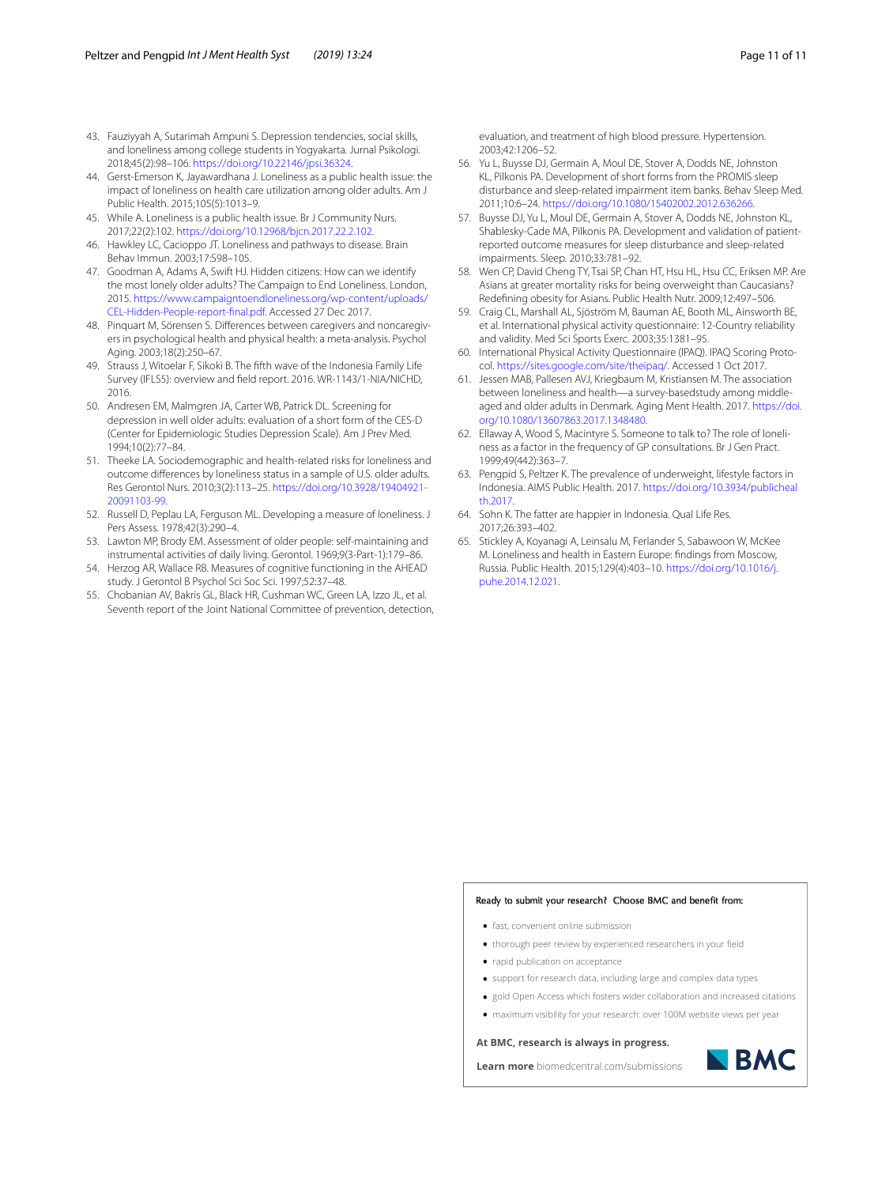43. Fauziyyah A, Sutarimah Ampuni S. Depression tendencies, social skills, and loneliness among college students in Yogyakarta. Jurnal Psikologi. 2018;45(2):98–106. https://doi.org/10.22146/jpsi.36324.
44. Gerst-Emerson K, Jayawardhana J. Loneliness as a public health issue: the impact of loneliness on health care utilization among older adults. Am J Public Health. 2015;105(5):1013–9.
45. While A. Loneliness is a public health issue. Br J Community Nurs. 2017;22(2):102. https://doi.org/10.12968/bjcn.2017.22.2.102.
46. Hawkley LC, Cacioppo JT. Loneliness and pathways to disease. Brain Behav Immun. 2003;17:S98–105.
47. Goodman A, Adams A, Swift HJ. Hidden citizens: How can we identify the most lonely older adults? The Campaign to End Loneliness. London, 2015. https://www.campaigntoendloneliness.org/wp-content/uploads/CEL-Hidden-People-report-final.pdf. Accessed 27 Dec 2017.
48. Pinquart M, Sörensen S. Differences between caregivers and noncaregivers in psychological health and physical health: a meta-analysis. Psychol Aging. 2003;18(2):250–67.
49. Strauss J, Witoelar F, Sikoki B. The fifth wave of the Indonesia Family Life Survey (IFLS5): overview and field report. 2016. WR-1143/1-NIA/NICHD, 2016.
50. Andresen EM, Malmgren JA, Carter WB, Patrick DL. Screening for depression in well older adults: evaluation of a short form of the CES-D (Center for Epidemiologic Studies Depression Scale). Am J Prev Med. 1994;10(2):77–84.
51. Theeke LA. Sociodemographic and health-related risks for loneliness and outcome differences by loneliness status in a sample of U.S. older adults. Res Gerontol Nurs. 2010;3(2):113–25. https://doi.org/10.3928/19404921-20091103-99.
52. Russell D, Peplau LA, Ferguson ML. Developing a measure of loneliness. J Pers Assess. 1978;42(3):290–4.
53. Lawton MP, Brody EM. Assessment of older people: self-maintaining and instrumental activities of daily living. Gerontol. 1969;9(3-Part-1):179–86.
54. Herzog AR, Wallace RB. Measures of cognitive functioning in the AHEAD study. J Gerontol B Psychol Sci Soc Sci. 1997;52:37–48.
55. Chobanian AV, Bakris GL, Black HR, Cushman WC, Green LA, Izzo JL, et al. Seventh report of the Joint National Committee of prevention, detection, evaluation, and treatment of high blood pressure. Hypertension. 2003;42:1206–52.
56. Yu L, Buysse DJ, Germain A, Moul DE, Stover A, Dodds NE, Johnston KL, Pilkonis PA. Development of short forms from the PROMIS sleep disturbance and sleep-related impairment item banks. Behav Sleep Med. 2011;10:6–24. https://doi.org/10.1080/15402002.2012.636266.
57. Buysse DJ, Yu L, Moul DE, Germain A, Stover A, Dodds NE, Johnston KL, Shablesky-Cade MA, Pilkonis PA. Development and validation of patient-reported outcome measures for sleep disturbance and sleep-related impairments. Sleep. 2010;33:781–92.
58. Wen CP, David Cheng TY, Tsai SP, Chan HT, Hsu HL, Hsu CC, Eriksen MP. Are Asians at greater mortality risks for being overweight than Caucasians? Redefining obesity for Asians. Public Health Nutr. 2009;12:497–506.
59. Craig CL, Marshall AL, Sjöström M, Bauman AE, Booth ML, Ainsworth BE, et al. International physical activity questionnaire: 12-Country reliability and validity. Med Sci Sports Exerc. 2003;35:1381–95.
60. International Physical Activity Questionnaire (IPAQ). IPAQ Scoring Protocol. https://sites.google.com/site/theipaq/. Accessed 1 Oct 2017.
61. Jessen MAB, Pallesen AVJ, Kriegbaum M, Kristiansen M. The association between loneliness and health—a survey-basedstudy among middle-aged and older adults in Denmark. Aging Ment Health. 2017. https://doi.org/10.1080/13607863.2017.1348480.
62. Ellaway A, Wood S, Macintyre S. Someone to talk to? The role of loneliness as a factor in the frequency of GP consultations. Br J Gen Pract. 1999;49(442):363–7.
63. Pengpid S, Peltzer K. The prevalence of underweight, lifestyle factors in Indonesia. AIMS Public Health. 2017. https://doi.org/10.3934/publichealth.2017.
64. Sohn K. The fatter are happier in Indonesia. Qual Life Res. 2017;26:393–402.
65. Stickley A, Koyanagi A, Leinsalu M, Ferlander S, Sabawoon W, McKee M. Loneliness and health in Eastern Europe: findings from Moscow, Russia. Public Health. 2015;129(4):403–10. https://doi.org/10.1016/j.puhe.2014.12.021.

Ready to submit your research? Choose BMC and benefit from:

- fast, convenient online submission
- thorough peer review by experienced researchers in your field
- rapid publication on acceptance
- support for research data, including large and complex data types
- gold Open Access which fosters wider collaboration and increased citations
- maximum visibility for your research: over 100M website views per year

**At BMC, research is always in progress.**

**Learn more** biomedcentral.com/submissions

BMC